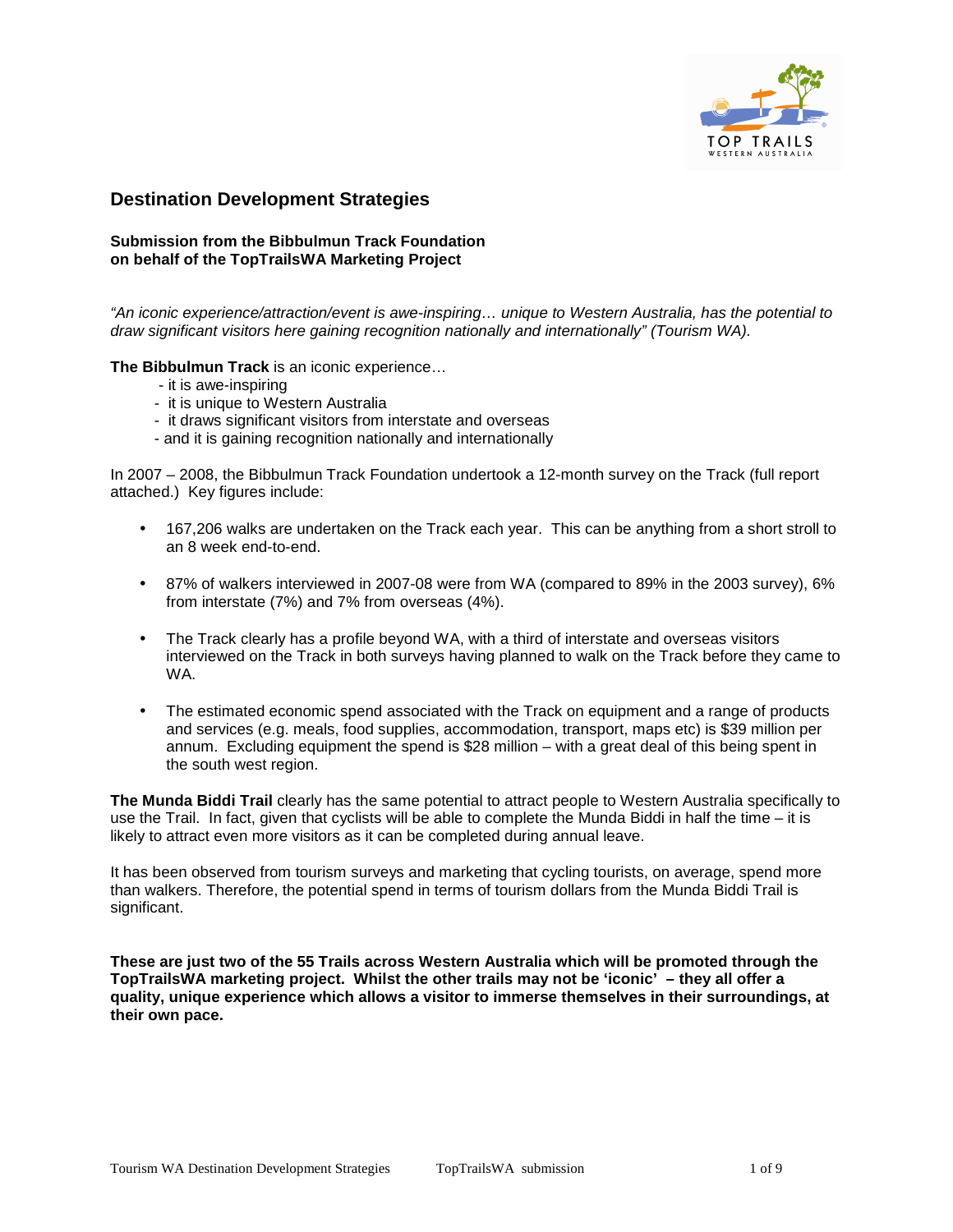## Destination Development Strategies

**Submission from the Bibbulmun Track Foundation**
**on behalf of the TopTrailsWA Marketing Project**

*"An iconic experience/attraction/event is awe-inspiring… unique to Western Australia, has the potential to draw significant visitors here gaining recognition nationally and internationally" (Tourism WA).*

**The Bibbulmun Track** is an iconic experience…

- it is awe-inspiring
- it is unique to Western Australia
- it draws significant visitors from interstate and overseas
- and it is gaining recognition nationally and internationally

In 2007 – 2008, the Bibbulmun Track Foundation undertook a 12-month survey on the Track (full report attached.) Key figures include:

- 167,206 walks are undertaken on the Track each year. This can be anything from a short stroll to an 8 week end-to-end.
- 87% of walkers interviewed in 2007-08 were from WA (compared to 89% in the 2003 survey), 6% from interstate (7%) and 7% from overseas (4%).
- The Track clearly has a profile beyond WA, with a third of interstate and overseas visitors interviewed on the Track in both surveys having planned to walk on the Track before they came to WA.
- The estimated economic spend associated with the Track on equipment and a range of products and services (e.g. meals, food supplies, accommodation, transport, maps etc) is $39 million per annum. Excluding equipment the spend is $28 million – with a great deal of this being spent in the south west region.

**The Munda Biddi Trail** clearly has the same potential to attract people to Western Australia specifically to use the Trail. In fact, given that cyclists will be able to complete the Munda Biddi in half the time – it is likely to attract even more visitors as it can be completed during annual leave.

It has been observed from tourism surveys and marketing that cycling tourists, on average, spend more than walkers. Therefore, the potential spend in terms of tourism dollars from the Munda Biddi Trail is significant.

**These are just two of the 55 Trails across Western Australia which will be promoted through the TopTrailsWA marketing project. Whilst the other trails may not be 'iconic' – they all offer a quality, unique experience which allows a visitor to immerse themselves in their surroundings, at their own pace.**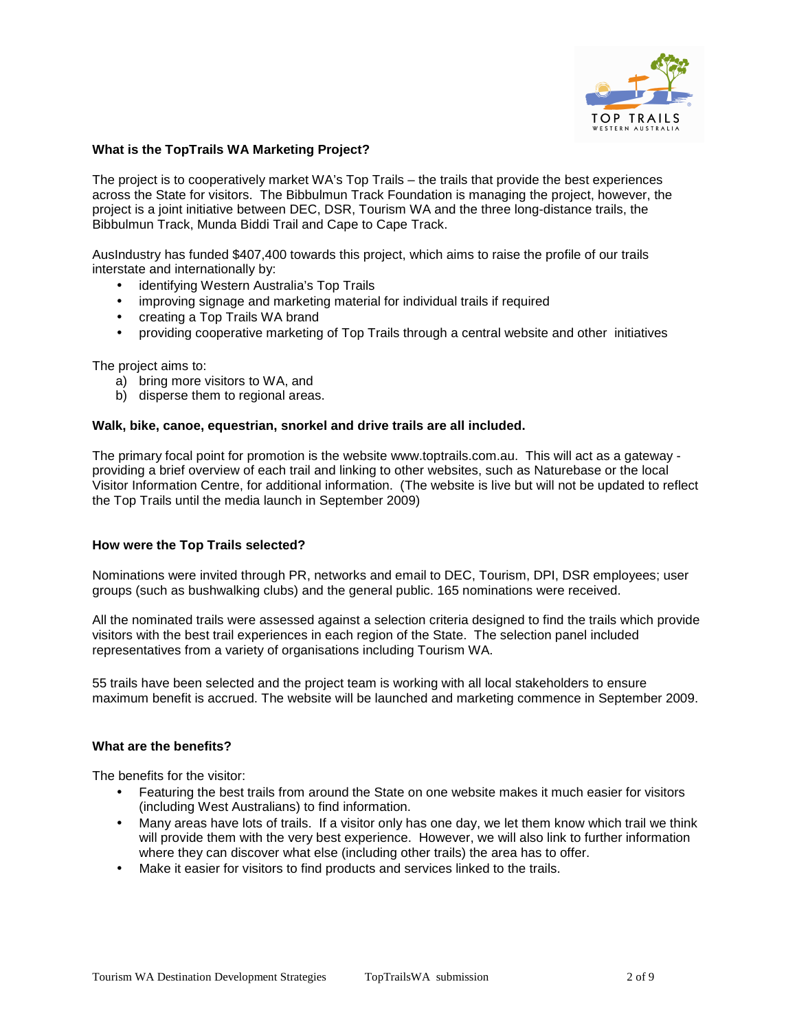### What is the TopTrails WA Marketing Project?

The project is to cooperatively market WA's Top Trails – the trails that provide the best experiences across the State for visitors. The Bibbulmun Track Foundation is managing the project, however, the project is a joint initiative between DEC, DSR, Tourism WA and the three long-distance trails, the Bibbulmun Track, Munda Biddi Trail and Cape to Cape Track.

AusIndustry has funded $407,400 towards this project, which aims to raise the profile of our trails interstate and internationally by:

- identifying Western Australia's Top Trails
- improving signage and marketing material for individual trails if required
- creating a Top Trails WA brand
- providing cooperative marketing of Top Trails through a central website and other initiatives

The project aims to:

a) bring more visitors to WA, and
b) disperse them to regional areas.

**Walk, bike, canoe, equestrian, snorkel and drive trails are all included.**

The primary focal point for promotion is the website www.toptrails.com.au. This will act as a gateway - providing a brief overview of each trail and linking to other websites, such as Naturebase or the local Visitor Information Centre, for additional information. (The website is live but will not be updated to reflect the Top Trails until the media launch in September 2009)

### How were the Top Trails selected?

Nominations were invited through PR, networks and email to DEC, Tourism, DPI, DSR employees; user groups (such as bushwalking clubs) and the general public. 165 nominations were received.

All the nominated trails were assessed against a selection criteria designed to find the trails which provide visitors with the best trail experiences in each region of the State. The selection panel included representatives from a variety of organisations including Tourism WA.

55 trails have been selected and the project team is working with all local stakeholders to ensure maximum benefit is accrued. The website will be launched and marketing commence in September 2009.

### What are the benefits?

The benefits for the visitor:

- Featuring the best trails from around the State on one website makes it much easier for visitors (including West Australians) to find information.
- Many areas have lots of trails. If a visitor only has one day, we let them know which trail we think will provide them with the very best experience. However, we will also link to further information where they can discover what else (including other trails) the area has to offer.
- Make it easier for visitors to find products and services linked to the trails.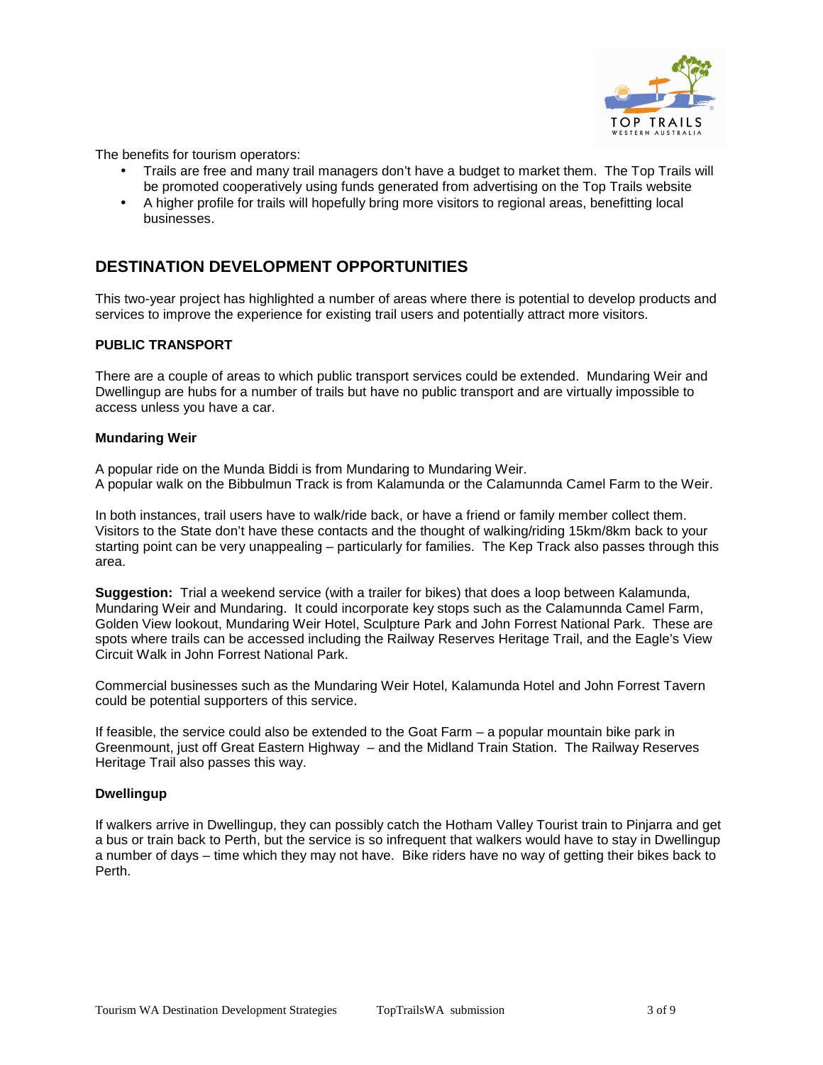The benefits for tourism operators:

- Trails are free and many trail managers don't have a budget to market them. The Top Trails will be promoted cooperatively using funds generated from advertising on the Top Trails website
- A higher profile for trails will hopefully bring more visitors to regional areas, benefitting local businesses.

## DESTINATION DEVELOPMENT OPPORTUNITIES

This two-year project has highlighted a number of areas where there is potential to develop products and services to improve the experience for existing trail users and potentially attract more visitors.

### PUBLIC TRANSPORT

There are a couple of areas to which public transport services could be extended. Mundaring Weir and Dwellingup are hubs for a number of trails but have no public transport and are virtually impossible to access unless you have a car.

#### Mundaring Weir

A popular ride on the Munda Biddi is from Mundaring to Mundaring Weir.
A popular walk on the Bibbulmun Track is from Kalamunda or the Calamunnda Camel Farm to the Weir.

In both instances, trail users have to walk/ride back, or have a friend or family member collect them. Visitors to the State don't have these contacts and the thought of walking/riding 15km/8km back to your starting point can be very unappealing – particularly for families. The Kep Track also passes through this area.

**Suggestion:** Trial a weekend service (with a trailer for bikes) that does a loop between Kalamunda, Mundaring Weir and Mundaring. It could incorporate key stops such as the Calamunnda Camel Farm, Golden View lookout, Mundaring Weir Hotel, Sculpture Park and John Forrest National Park. These are spots where trails can be accessed including the Railway Reserves Heritage Trail, and the Eagle's View Circuit Walk in John Forrest National Park.

Commercial businesses such as the Mundaring Weir Hotel, Kalamunda Hotel and John Forrest Tavern could be potential supporters of this service.

If feasible, the service could also be extended to the Goat Farm – a popular mountain bike park in Greenmount, just off Great Eastern Highway – and the Midland Train Station. The Railway Reserves Heritage Trail also passes this way.

#### Dwellingup

If walkers arrive in Dwellingup, they can possibly catch the Hotham Valley Tourist train to Pinjarra and get a bus or train back to Perth, but the service is so infrequent that walkers would have to stay in Dwellingup a number of days – time which they may not have. Bike riders have no way of getting their bikes back to Perth.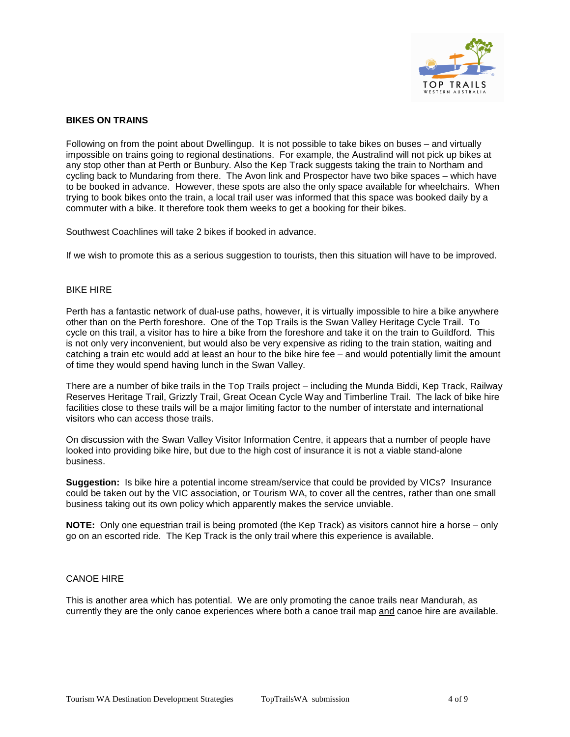## BIKES ON TRAINS

Following on from the point about Dwellingup. It is not possible to take bikes on buses – and virtually impossible on trains going to regional destinations. For example, the Australind will not pick up bikes at any stop other than at Perth or Bunbury. Also the Kep Track suggests taking the train to Northam and cycling back to Mundaring from there. The Avon link and Prospector have two bike spaces – which have to be booked in advance. However, these spots are also the only space available for wheelchairs. When trying to book bikes onto the train, a local trail user was informed that this space was booked daily by a commuter with a bike. It therefore took them weeks to get a booking for their bikes.

Southwest Coachlines will take 2 bikes if booked in advance.

If we wish to promote this as a serious suggestion to tourists, then this situation will have to be improved.

## BIKE HIRE

Perth has a fantastic network of dual-use paths, however, it is virtually impossible to hire a bike anywhere other than on the Perth foreshore. One of the Top Trails is the Swan Valley Heritage Cycle Trail. To cycle on this trail, a visitor has to hire a bike from the foreshore and take it on the train to Guildford. This is not only very inconvenient, but would also be very expensive as riding to the train station, waiting and catching a train etc would add at least an hour to the bike hire fee – and would potentially limit the amount of time they would spend having lunch in the Swan Valley.

There are a number of bike trails in the Top Trails project – including the Munda Biddi, Kep Track, Railway Reserves Heritage Trail, Grizzly Trail, Great Ocean Cycle Way and Timberline Trail. The lack of bike hire facilities close to these trails will be a major limiting factor to the number of interstate and international visitors who can access those trails.

On discussion with the Swan Valley Visitor Information Centre, it appears that a number of people have looked into providing bike hire, but due to the high cost of insurance it is not a viable stand-alone business.

**Suggestion:** Is bike hire a potential income stream/service that could be provided by VICs? Insurance could be taken out by the VIC association, or Tourism WA, to cover all the centres, rather than one small business taking out its own policy which apparently makes the service unviable.

**NOTE:** Only one equestrian trail is being promoted (the Kep Track) as visitors cannot hire a horse – only go on an escorted ride. The Kep Track is the only trail where this experience is available.

## CANOE HIRE

This is another area which has potential. We are only promoting the canoe trails near Mandurah, as currently they are the only canoe experiences where both a canoe trail map <u>and</u> canoe hire are available.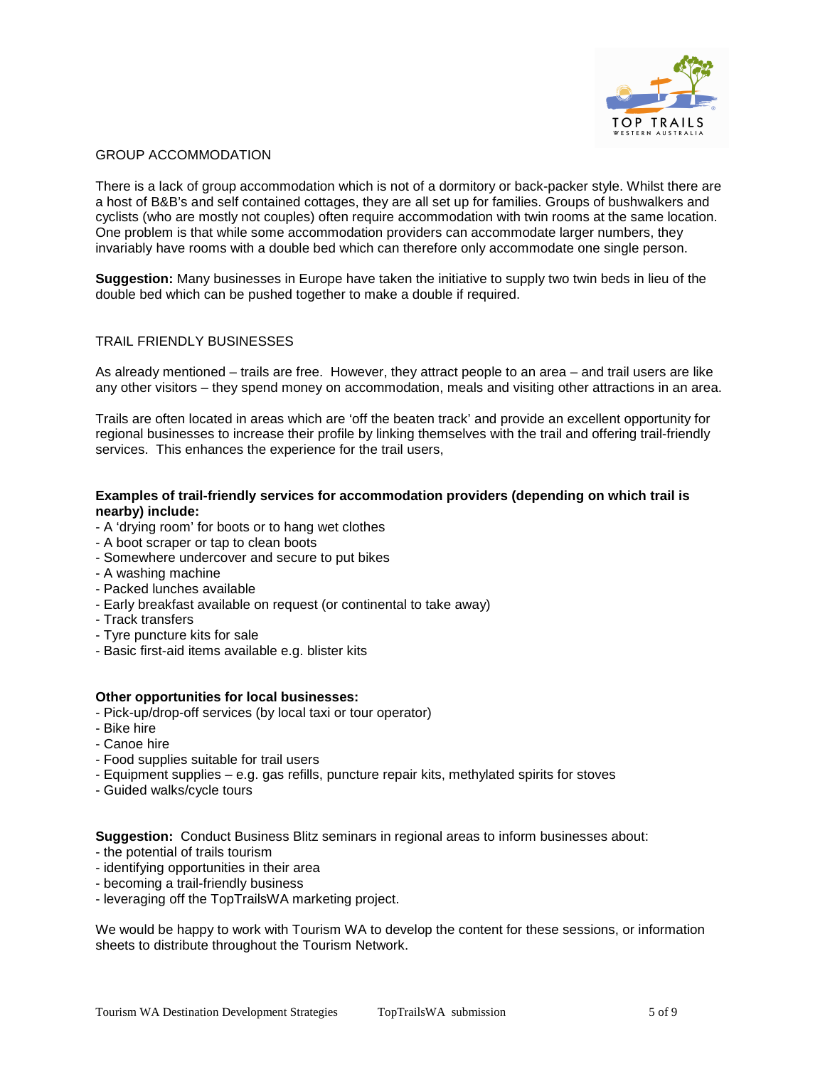## GROUP ACCOMMODATION

There is a lack of group accommodation which is not of a dormitory or back-packer style. Whilst there are a host of B&B's and self contained cottages, they are all set up for families. Groups of bushwalkers and cyclists (who are mostly not couples) often require accommodation with twin rooms at the same location. One problem is that while some accommodation providers can accommodate larger numbers, they invariably have rooms with a double bed which can therefore only accommodate one single person.

**Suggestion:** Many businesses in Europe have taken the initiative to supply two twin beds in lieu of the double bed which can be pushed together to make a double if required.

## TRAIL FRIENDLY BUSINESSES

As already mentioned – trails are free. However, they attract people to an area – and trail users are like any other visitors – they spend money on accommodation, meals and visiting other attractions in an area.

Trails are often located in areas which are 'off the beaten track' and provide an excellent opportunity for regional businesses to increase their profile by linking themselves with the trail and offering trail-friendly services. This enhances the experience for the trail users,

**Examples of trail-friendly services for accommodation providers (depending on which trail is nearby) include:**

- A 'drying room' for boots or to hang wet clothes
- A boot scraper or tap to clean boots
- Somewhere undercover and secure to put bikes
- A washing machine
- Packed lunches available
- Early breakfast available on request (or continental to take away)
- Track transfers
- Tyre puncture kits for sale
- Basic first-aid items available e.g. blister kits

**Other opportunities for local businesses:**

- Pick-up/drop-off services (by local taxi or tour operator)
- Bike hire
- Canoe hire
- Food supplies suitable for trail users
- Equipment supplies – e.g. gas refills, puncture repair kits, methylated spirits for stoves
- Guided walks/cycle tours

**Suggestion:** Conduct Business Blitz seminars in regional areas to inform businesses about:

- the potential of trails tourism
- identifying opportunities in their area
- becoming a trail-friendly business
- leveraging off the TopTrailsWA marketing project.

We would be happy to work with Tourism WA to develop the content for these sessions, or information sheets to distribute throughout the Tourism Network.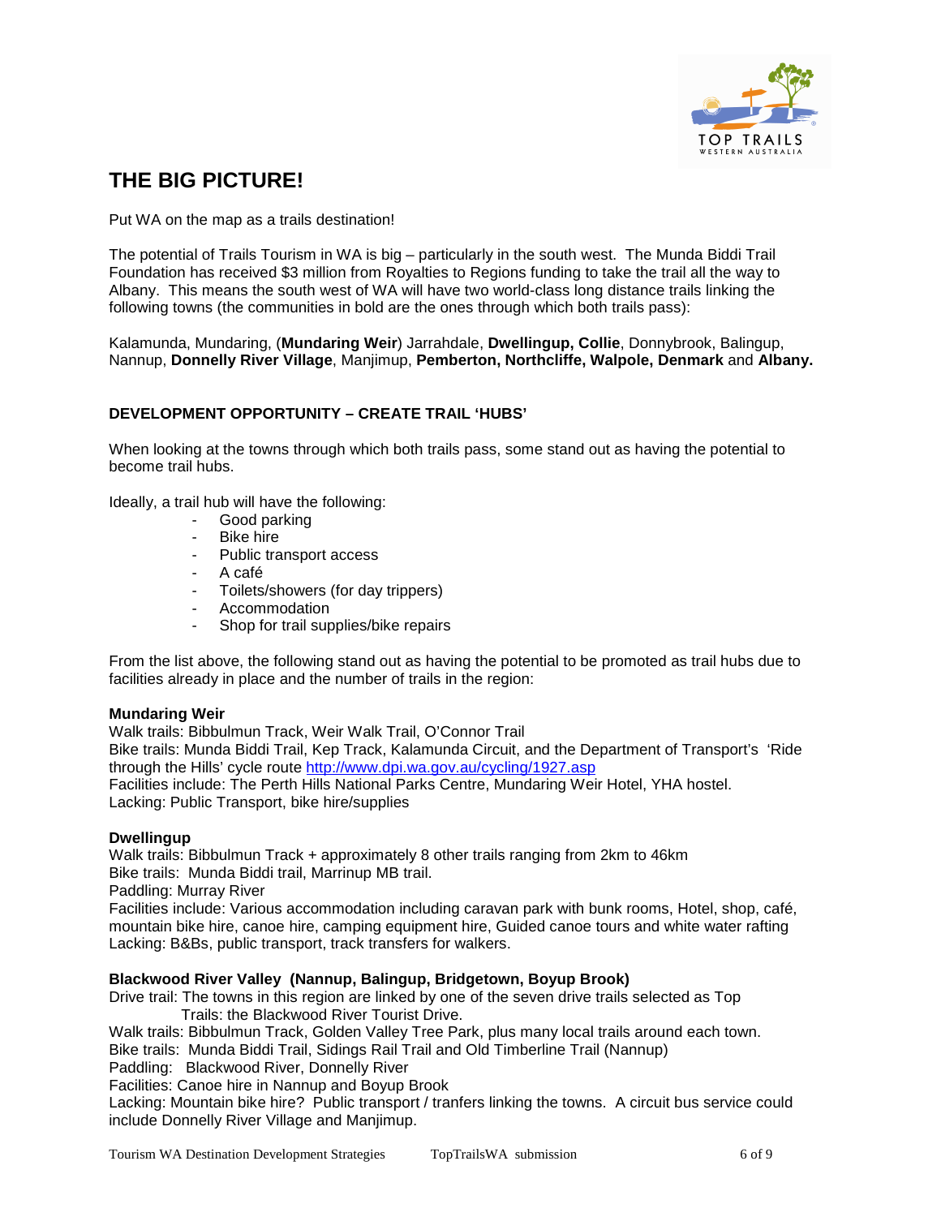# THE BIG PICTURE!

Put WA on the map as a trails destination!

The potential of Trails Tourism in WA is big – particularly in the south west. The Munda Biddi Trail Foundation has received $3 million from Royalties to Regions funding to take the trail all the way to Albany. This means the south west of WA will have two world-class long distance trails linking the following towns (the communities in bold are the ones through which both trails pass):

Kalamunda, Mundaring, (**Mundaring Weir**) Jarrahdale, **Dwellingup, Collie**, Donnybrook, Balingup, Nannup, **Donnelly River Village**, Manjimup, **Pemberton, Northcliffe, Walpole, Denmark** and **Albany.**

## DEVELOPMENT OPPORTUNITY – CREATE TRAIL 'HUBS'

When looking at the towns through which both trails pass, some stand out as having the potential to become trail hubs.

Ideally, a trail hub will have the following:

- Good parking
- Bike hire
- Public transport access
- A café
- Toilets/showers (for day trippers)
- Accommodation
- Shop for trail supplies/bike repairs

From the list above, the following stand out as having the potential to be promoted as trail hubs due to facilities already in place and the number of trails in the region:

**Mundaring Weir**
Walk trails: Bibbulmun Track, Weir Walk Trail, O'Connor Trail
Bike trails: Munda Biddi Trail, Kep Track, Kalamunda Circuit, and the Department of Transport's 'Ride through the Hills' cycle route http://www.dpi.wa.gov.au/cycling/1927.asp
Facilities include: The Perth Hills National Parks Centre, Mundaring Weir Hotel, YHA hostel.
Lacking: Public Transport, bike hire/supplies

**Dwellingup**
Walk trails: Bibbulmun Track + approximately 8 other trails ranging from 2km to 46km
Bike trails: Munda Biddi trail, Marrinup MB trail.
Paddling: Murray River
Facilities include: Various accommodation including caravan park with bunk rooms, Hotel, shop, café, mountain bike hire, canoe hire, camping equipment hire, Guided canoe tours and white water rafting
Lacking: B&Bs, public transport, track transfers for walkers.

**Blackwood River Valley (Nannup, Balingup, Bridgetown, Boyup Brook)**
Drive trail: The towns in this region are linked by one of the seven drive trails selected as Top Trails: the Blackwood River Tourist Drive.
Walk trails: Bibbulmun Track, Golden Valley Tree Park, plus many local trails around each town.
Bike trails: Munda Biddi Trail, Sidings Rail Trail and Old Timberline Trail (Nannup)
Paddling: Blackwood River, Donnelly River
Facilities: Canoe hire in Nannup and Boyup Brook
Lacking: Mountain bike hire? Public transport / tranfers linking the towns. A circuit bus service could include Donnelly River Village and Manjimup.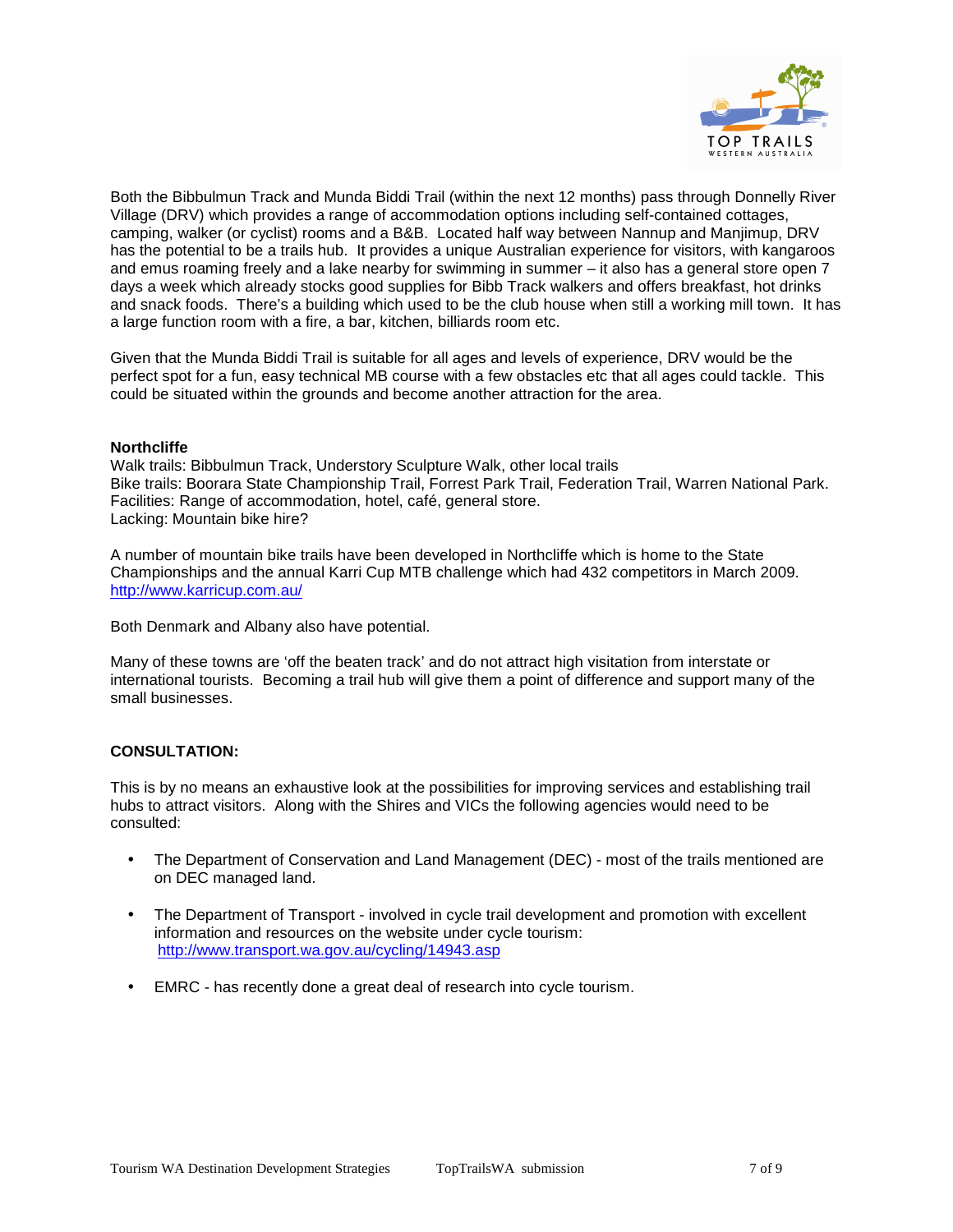Both the Bibbulmun Track and Munda Biddi Trail (within the next 12 months) pass through Donnelly River Village (DRV) which provides a range of accommodation options including self-contained cottages, camping, walker (or cyclist) rooms and a B&B. Located half way between Nannup and Manjimup, DRV has the potential to be a trails hub. It provides a unique Australian experience for visitors, with kangaroos and emus roaming freely and a lake nearby for swimming in summer – it also has a general store open 7 days a week which already stocks good supplies for Bibb Track walkers and offers breakfast, hot drinks and snack foods. There's a building which used to be the club house when still a working mill town. It has a large function room with a fire, a bar, kitchen, billiards room etc.

Given that the Munda Biddi Trail is suitable for all ages and levels of experience, DRV would be the perfect spot for a fun, easy technical MB course with a few obstacles etc that all ages could tackle. This could be situated within the grounds and become another attraction for the area.

**Northcliffe**
Walk trails: Bibbulmun Track, Understory Sculpture Walk, other local trails
Bike trails: Boorara State Championship Trail, Forrest Park Trail, Federation Trail, Warren National Park.
Facilities: Range of accommodation, hotel, café, general store.
Lacking: Mountain bike hire?

A number of mountain bike trails have been developed in Northcliffe which is home to the State Championships and the annual Karri Cup MTB challenge which had 432 competitors in March 2009.
http://www.karricup.com.au/

Both Denmark and Albany also have potential.

Many of these towns are 'off the beaten track' and do not attract high visitation from interstate or international tourists. Becoming a trail hub will give them a point of difference and support many of the small businesses.

## CONSULTATION:

This is by no means an exhaustive look at the possibilities for improving services and establishing trail hubs to attract visitors. Along with the Shires and VICs the following agencies would need to be consulted:

- The Department of Conservation and Land Management (DEC) - most of the trails mentioned are on DEC managed land.
- The Department of Transport - involved in cycle trail development and promotion with excellent information and resources on the website under cycle tourism: http://www.transport.wa.gov.au/cycling/14943.asp
- EMRC - has recently done a great deal of research into cycle tourism.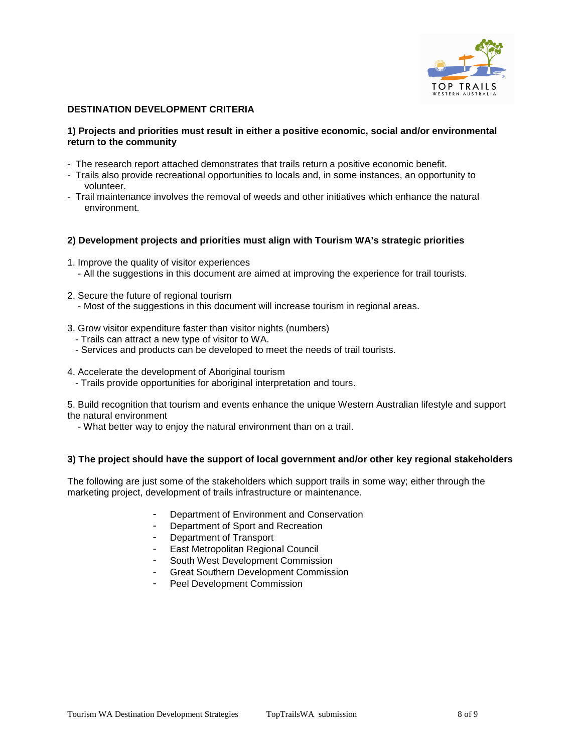## DESTINATION DEVELOPMENT CRITERIA

### 1) Projects and priorities must result in either a positive economic, social and/or environmental return to the community

- The research report attached demonstrates that trails return a positive economic benefit.
- Trails also provide recreational opportunities to locals and, in some instances, an opportunity to volunteer.
- Trail maintenance involves the removal of weeds and other initiatives which enhance the natural environment.

### 2) Development projects and priorities must align with Tourism WA's strategic priorities

1. Improve the quality of visitor experiences
   - All the suggestions in this document are aimed at improving the experience for trail tourists.

2. Secure the future of regional tourism
   - Most of the suggestions in this document will increase tourism in regional areas.

3. Grow visitor expenditure faster than visitor nights (numbers)
   - Trails can attract a new type of visitor to WA.
   - Services and products can be developed to meet the needs of trail tourists.

4. Accelerate the development of Aboriginal tourism
   - Trails provide opportunities for aboriginal interpretation and tours.

5. Build recognition that tourism and events enhance the unique Western Australian lifestyle and support the natural environment
   - What better way to enjoy the natural environment than on a trail.

### 3) The project should have the support of local government and/or other key regional stakeholders

The following are just some of the stakeholders which support trails in some way; either through the marketing project, development of trails infrastructure or maintenance.

- Department of Environment and Conservation
- Department of Sport and Recreation
- Department of Transport
- East Metropolitan Regional Council
- South West Development Commission
- Great Southern Development Commission
- Peel Development Commission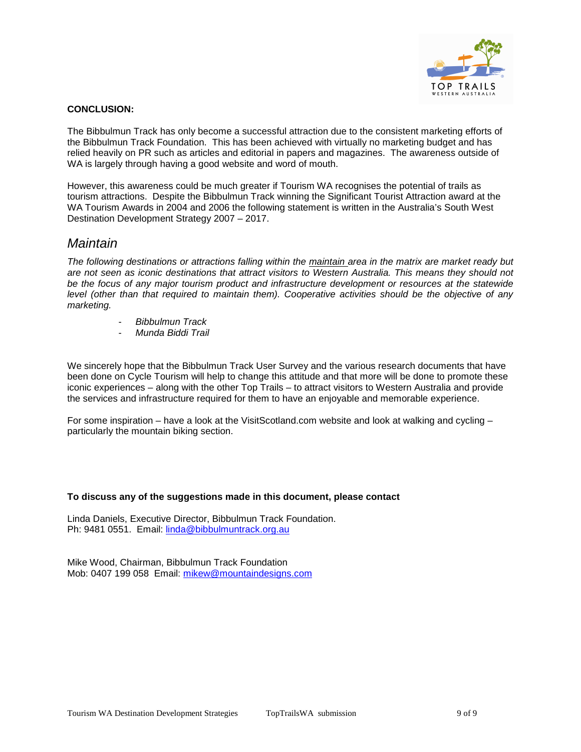**CONCLUSION:**

The Bibbulmun Track has only become a successful attraction due to the consistent marketing efforts of the Bibbulmun Track Foundation. This has been achieved with virtually no marketing budget and has relied heavily on PR such as articles and editorial in papers and magazines. The awareness outside of WA is largely through having a good website and word of mouth.

However, this awareness could be much greater if Tourism WA recognises the potential of trails as tourism attractions. Despite the Bibbulmun Track winning the Significant Tourist Attraction award at the WA Tourism Awards in 2004 and 2006 the following statement is written in the Australia's South West Destination Development Strategy 2007 – 2017.

## *Maintain*

*The following destinations or attractions falling within the maintain area in the matrix are market ready but are not seen as iconic destinations that attract visitors to Western Australia. This means they should not be the focus of any major tourism product and infrastructure development or resources at the statewide level (other than that required to maintain them). Cooperative activities should be the objective of any marketing.*

- *Bibbulmun Track*
- *Munda Biddi Trail*

We sincerely hope that the Bibbulmun Track User Survey and the various research documents that have been done on Cycle Tourism will help to change this attitude and that more will be done to promote these iconic experiences – along with the other Top Trails – to attract visitors to Western Australia and provide the services and infrastructure required for them to have an enjoyable and memorable experience.

For some inspiration – have a look at the VisitScotland.com website and look at walking and cycling – particularly the mountain biking section.

**To discuss any of the suggestions made in this document, please contact**

Linda Daniels, Executive Director, Bibbulmun Track Foundation.
Ph: 9481 0551. Email: linda@bibbulmuntrack.org.au

Mike Wood, Chairman, Bibbulmun Track Foundation
Mob: 0407 199 058 Email: mikew@mountaindesigns.com